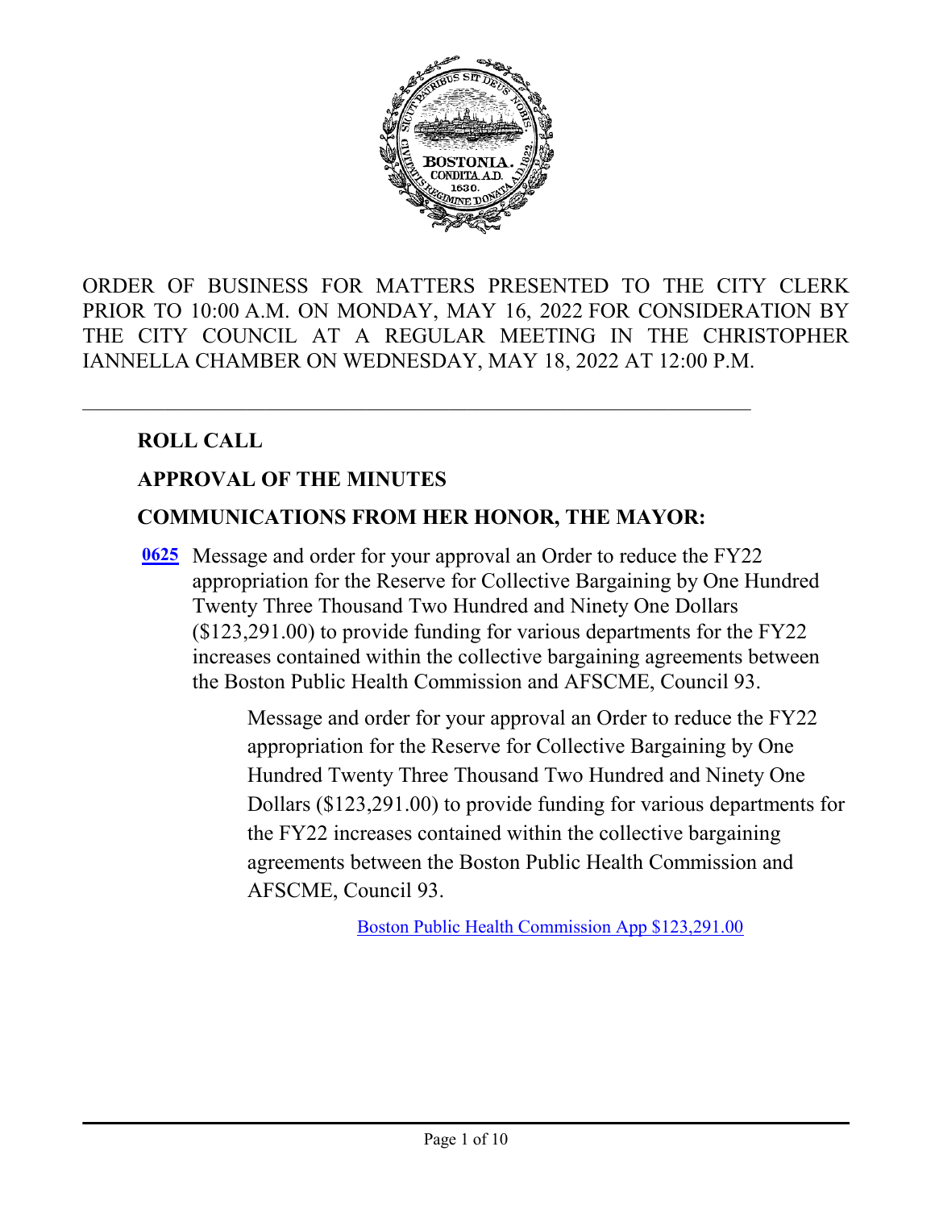ORDER OF BUSINESS FOR MATTERS PRESENTED TO THE CITY CLERK PRIOR TO 10:00 A.M. ON MONDAY, MAY 16, 2022 FOR CONSIDERATION BY THE CITY COUNCIL AT A REGULAR MEETING IN THE CHRISTOPHER IANNELLA CHAMBER ON WEDNESDAY, MAY 18, 2022 AT 12:00 P.M.

---

## ROLL CALL

## APPROVAL OF THE MINUTES

## COMMUNICATIONS FROM HER HONOR, THE MAYOR:

**0625** Message and order for your approval an Order to reduce the FY22 appropriation for the Reserve for Collective Bargaining by One Hundred Twenty Three Thousand Two Hundred and Ninety One Dollars ($123,291.00) to provide funding for various departments for the FY22 increases contained within the collective bargaining agreements between the Boston Public Health Commission and AFSCME, Council 93.

> Message and order for your approval an Order to reduce the FY22 appropriation for the Reserve for Collective Bargaining by One Hundred Twenty Three Thousand Two Hundred and Ninety One Dollars ($123,291.00) to provide funding for various departments for the FY22 increases contained within the collective bargaining agreements between the Boston Public Health Commission and AFSCME, Council 93.
>
> Boston Public Health Commission App $123,291.00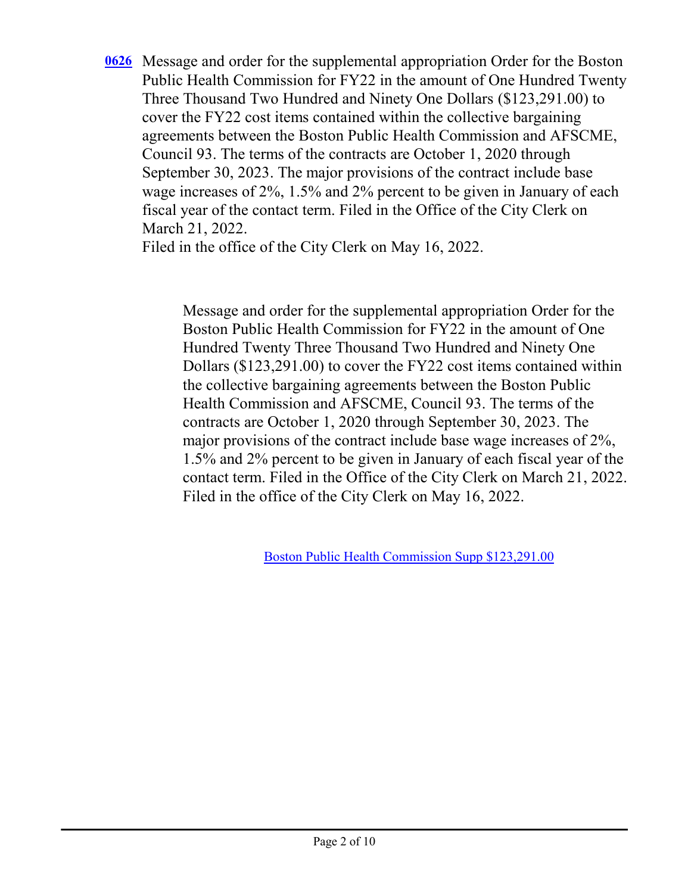**0626** Message and order for the supplemental appropriation Order for the Boston Public Health Commission for FY22 in the amount of One Hundred Twenty Three Thousand Two Hundred and Ninety One Dollars ($123,291.00) to cover the FY22 cost items contained within the collective bargaining agreements between the Boston Public Health Commission and AFSCME, Council 93. The terms of the contracts are October 1, 2020 through September 30, 2023. The major provisions of the contract include base wage increases of 2%, 1.5% and 2% percent to be given in January of each fiscal year of the contact term. Filed in the Office of the City Clerk on March 21, 2022.
Filed in the office of the City Clerk on May 16, 2022.

Message and order for the supplemental appropriation Order for the Boston Public Health Commission for FY22 in the amount of One Hundred Twenty Three Thousand Two Hundred and Ninety One Dollars ($123,291.00) to cover the FY22 cost items contained within the collective bargaining agreements between the Boston Public Health Commission and AFSCME, Council 93. The terms of the contracts are October 1, 2020 through September 30, 2023. The major provisions of the contract include base wage increases of 2%, 1.5% and 2% percent to be given in January of each fiscal year of the contact term. Filed in the Office of the City Clerk on March 21, 2022. Filed in the office of the City Clerk on May 16, 2022.

Boston Public Health Commission Supp $123,291.00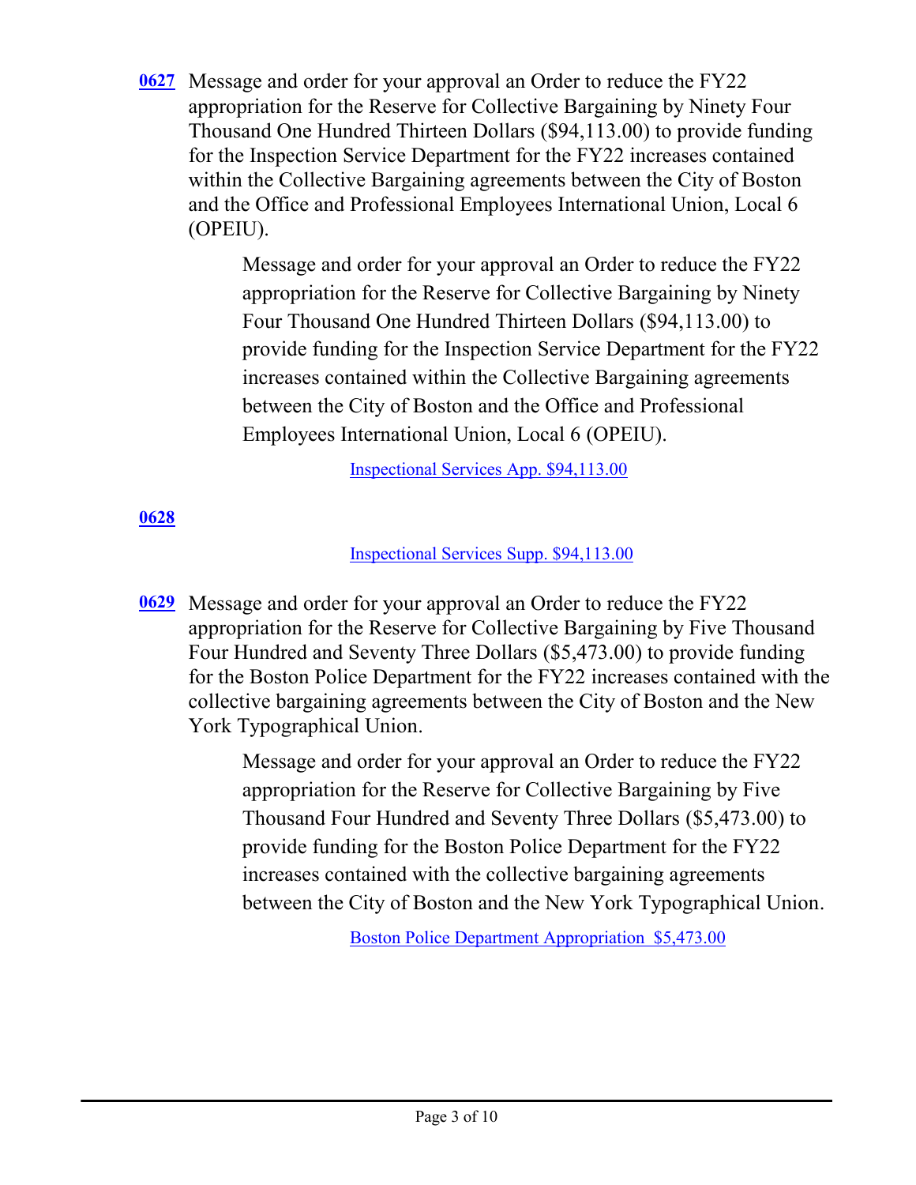**0627** Message and order for your approval an Order to reduce the FY22 appropriation for the Reserve for Collective Bargaining by Ninety Four Thousand One Hundred Thirteen Dollars ($94,113.00) to provide funding for the Inspection Service Department for the FY22 increases contained within the Collective Bargaining agreements between the City of Boston and the Office and Professional Employees International Union, Local 6 (OPEIU).

> Message and order for your approval an Order to reduce the FY22 appropriation for the Reserve for Collective Bargaining by Ninety Four Thousand One Hundred Thirteen Dollars ($94,113.00) to provide funding for the Inspection Service Department for the FY22 increases contained within the Collective Bargaining agreements between the City of Boston and the Office and Professional Employees International Union, Local 6 (OPEIU).
>
> Inspectional Services App. $94,113.00

**0628**

> Inspectional Services Supp. $94,113.00

**0629** Message and order for your approval an Order to reduce the FY22 appropriation for the Reserve for Collective Bargaining by Five Thousand Four Hundred and Seventy Three Dollars ($5,473.00) to provide funding for the Boston Police Department for the FY22 increases contained with the collective bargaining agreements between the City of Boston and the New York Typographical Union.

> Message and order for your approval an Order to reduce the FY22 appropriation for the Reserve for Collective Bargaining by Five Thousand Four Hundred and Seventy Three Dollars ($5,473.00) to provide funding for the Boston Police Department for the FY22 increases contained with the collective bargaining agreements between the City of Boston and the New York Typographical Union.
>
> Boston Police Department Appropriation $5,473.00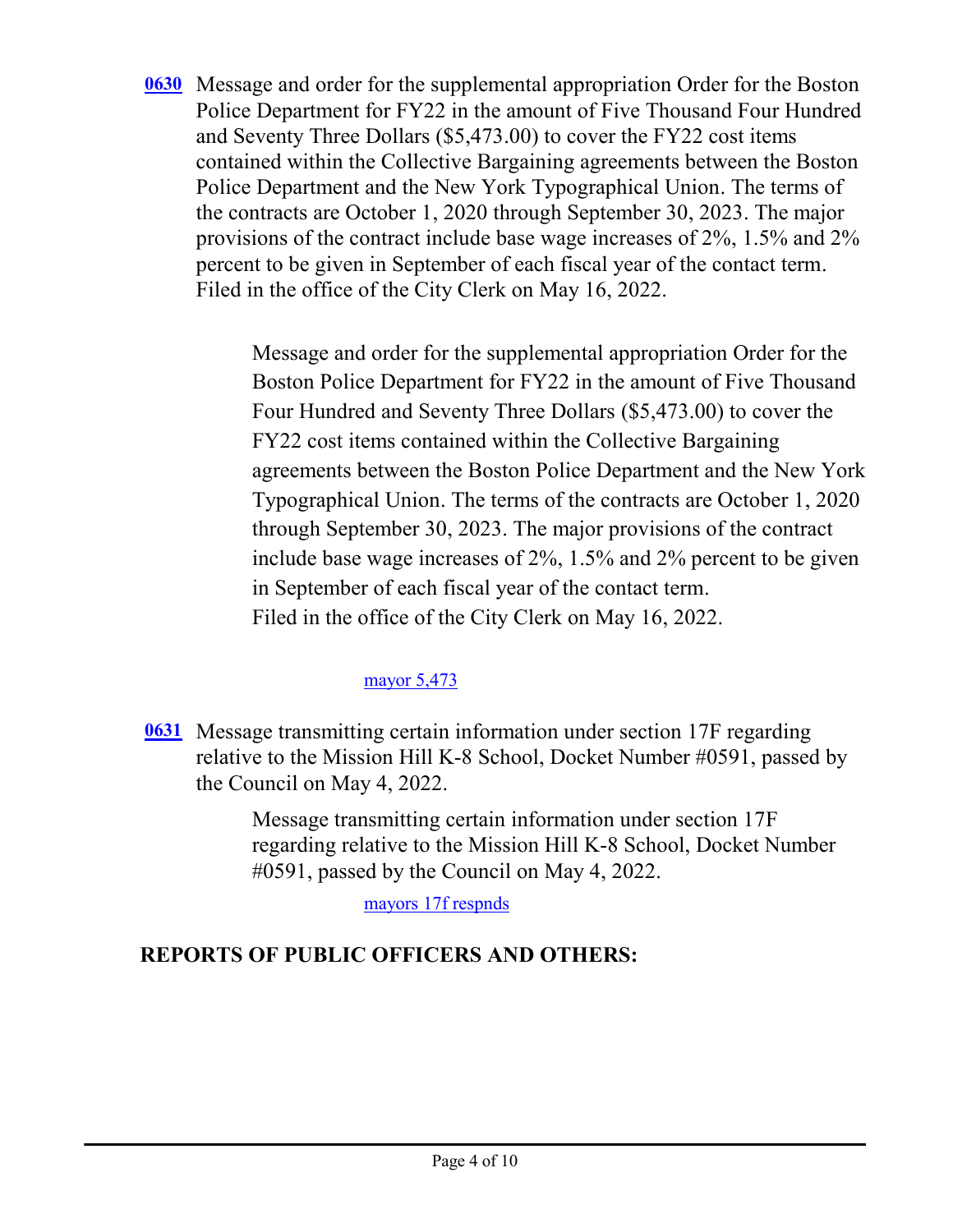**0630** Message and order for the supplemental appropriation Order for the Boston Police Department for FY22 in the amount of Five Thousand Four Hundred and Seventy Three Dollars ($5,473.00) to cover the FY22 cost items contained within the Collective Bargaining agreements between the Boston Police Department and the New York Typographical Union. The terms of the contracts are October 1, 2020 through September 30, 2023. The major provisions of the contract include base wage increases of 2%, 1.5% and 2% percent to be given in September of each fiscal year of the contact term. Filed in the office of the City Clerk on May 16, 2022.

> Message and order for the supplemental appropriation Order for the Boston Police Department for FY22 in the amount of Five Thousand Four Hundred and Seventy Three Dollars ($5,473.00) to cover the FY22 cost items contained within the Collective Bargaining agreements between the Boston Police Department and the New York Typographical Union. The terms of the contracts are October 1, 2020 through September 30, 2023. The major provisions of the contract include base wage increases of 2%, 1.5% and 2% percent to be given in September of each fiscal year of the contact term.
> Filed in the office of the City Clerk on May 16, 2022.

mayor 5,473

**0631** Message transmitting certain information under section 17F regarding relative to the Mission Hill K-8 School, Docket Number #0591, passed by the Council on May 4, 2022.

> Message transmitting certain information under section 17F regarding relative to the Mission Hill K-8 School, Docket Number #0591, passed by the Council on May 4, 2022.

mayors 17f respnds

## REPORTS OF PUBLIC OFFICERS AND OTHERS: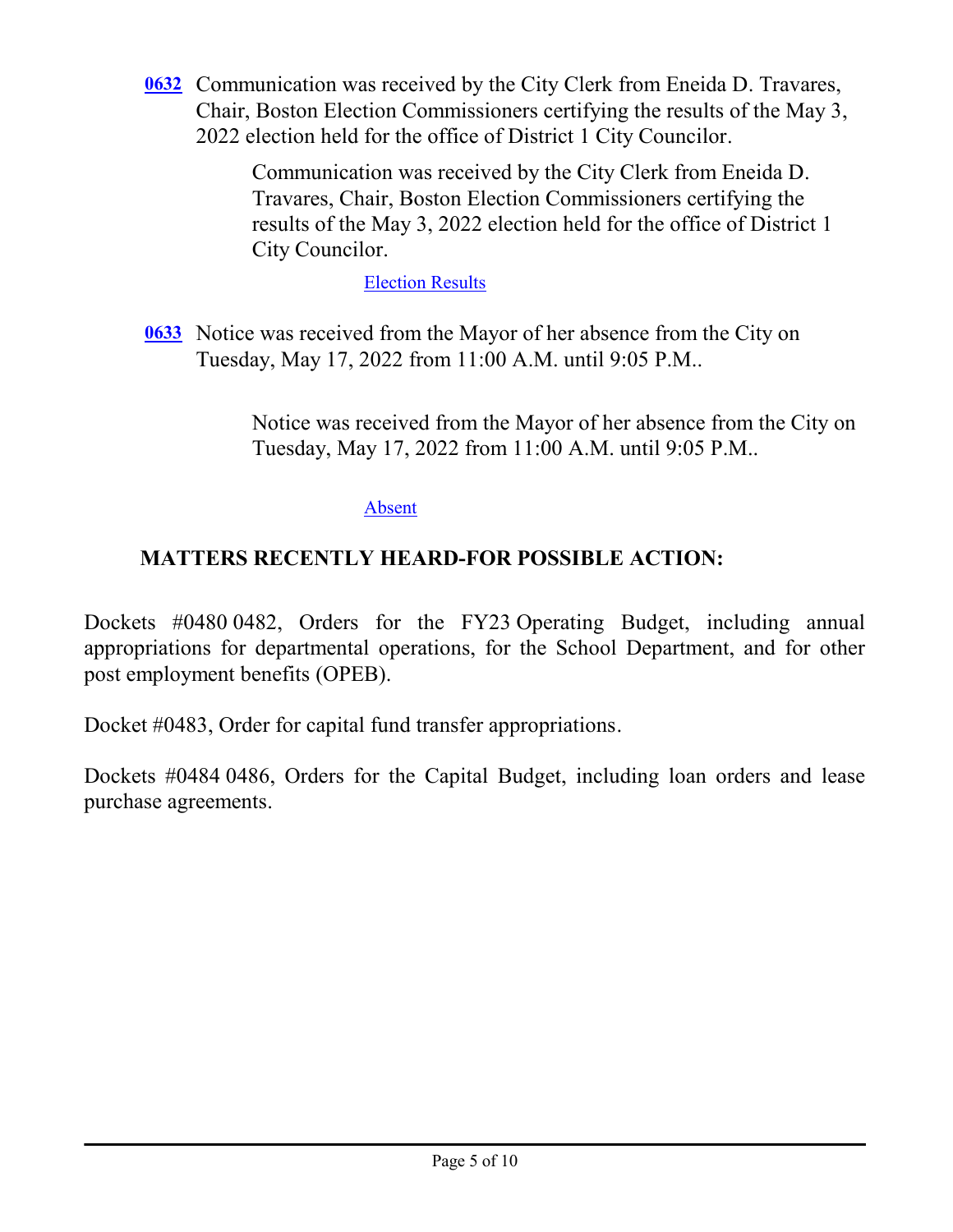**0632** Communication was received by the City Clerk from Eneida D. Travares, Chair, Boston Election Commissioners certifying the results of the May 3, 2022 election held for the office of District 1 City Councilor.

> Communication was received by the City Clerk from Eneida D. Travares, Chair, Boston Election Commissioners certifying the results of the May 3, 2022 election held for the office of District 1 City Councilor.
>
> Election Results

**0633** Notice was received from the Mayor of her absence from the City on Tuesday, May 17, 2022 from 11:00 A.M. until 9:05 P.M..

> Notice was received from the Mayor of her absence from the City on Tuesday, May 17, 2022 from 11:00 A.M. until 9:05 P.M..
>
> Absent

## MATTERS RECENTLY HEARD-FOR POSSIBLE ACTION:

Dockets #0480 0482, Orders for the FY23 Operating Budget, including annual appropriations for departmental operations, for the School Department, and for other post employment benefits (OPEB).

Docket #0483, Order for capital fund transfer appropriations.

Dockets #0484 0486, Orders for the Capital Budget, including loan orders and lease purchase agreements.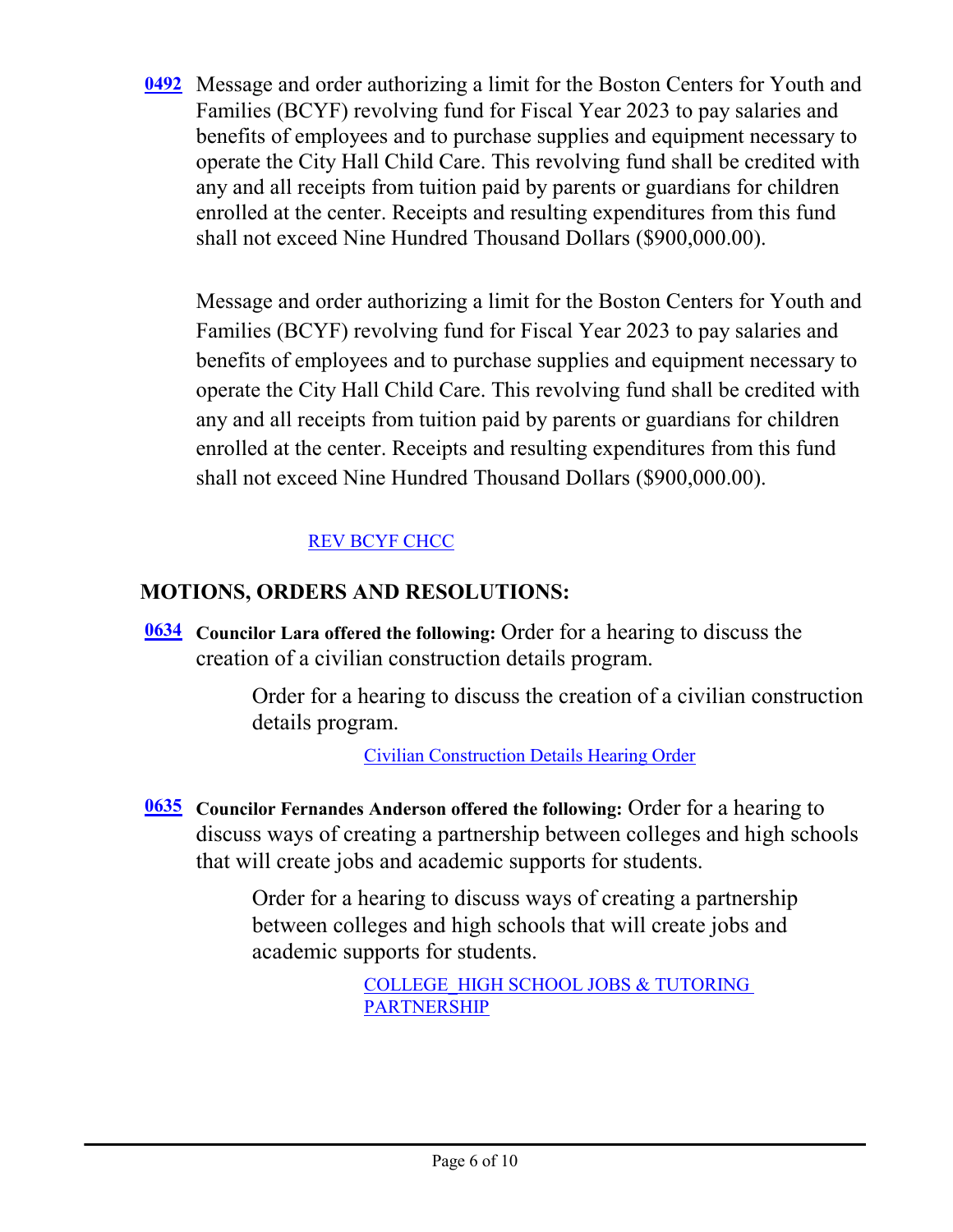**0492** Message and order authorizing a limit for the Boston Centers for Youth and Families (BCYF) revolving fund for Fiscal Year 2023 to pay salaries and benefits of employees and to purchase supplies and equipment necessary to operate the City Hall Child Care. This revolving fund shall be credited with any and all receipts from tuition paid by parents or guardians for children enrolled at the center. Receipts and resulting expenditures from this fund shall not exceed Nine Hundred Thousand Dollars ($900,000.00).

Message and order authorizing a limit for the Boston Centers for Youth and Families (BCYF) revolving fund for Fiscal Year 2023 to pay salaries and benefits of employees and to purchase supplies and equipment necessary to operate the City Hall Child Care. This revolving fund shall be credited with any and all receipts from tuition paid by parents or guardians for children enrolled at the center. Receipts and resulting expenditures from this fund shall not exceed Nine Hundred Thousand Dollars ($900,000.00).

REV BCYF CHCC

## MOTIONS, ORDERS AND RESOLUTIONS:

**0634** **Councilor Lara offered the following:** Order for a hearing to discuss the creation of a civilian construction details program.

Order for a hearing to discuss the creation of a civilian construction details program.

Civilian Construction Details Hearing Order

**0635** **Councilor Fernandes Anderson offered the following:** Order for a hearing to discuss ways of creating a partnership between colleges and high schools that will create jobs and academic supports for students.

Order for a hearing to discuss ways of creating a partnership between colleges and high schools that will create jobs and academic supports for students.

COLLEGE_HIGH SCHOOL JOBS & TUTORING PARTNERSHIP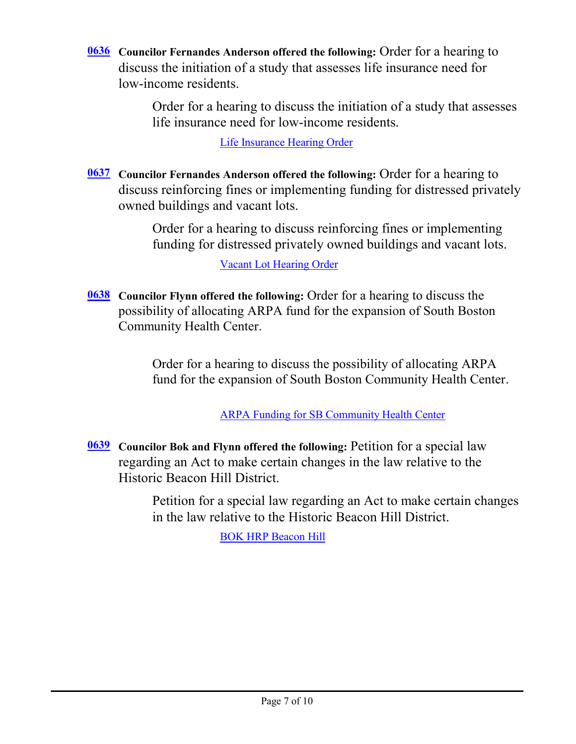**0636** **Councilor Fernandes Anderson offered the following:** Order for a hearing to discuss the initiation of a study that assesses life insurance need for low-income residents.

Order for a hearing to discuss the initiation of a study that assesses life insurance need for low-income residents.

Life Insurance Hearing Order

**0637** **Councilor Fernandes Anderson offered the following:** Order for a hearing to discuss reinforcing fines or implementing funding for distressed privately owned buildings and vacant lots.

Order for a hearing to discuss reinforcing fines or implementing funding for distressed privately owned buildings and vacant lots.

Vacant Lot Hearing Order

**0638** **Councilor Flynn offered the following:** Order for a hearing to discuss the possibility of allocating ARPA fund for the expansion of South Boston Community Health Center.

Order for a hearing to discuss the possibility of allocating ARPA fund for the expansion of South Boston Community Health Center.

ARPA Funding for SB Community Health Center

**0639** **Councilor Bok and Flynn offered the following:** Petition for a special law regarding an Act to make certain changes in the law relative to the Historic Beacon Hill District.

Petition for a special law regarding an Act to make certain changes in the law relative to the Historic Beacon Hill District.

BOK HRP Beacon Hill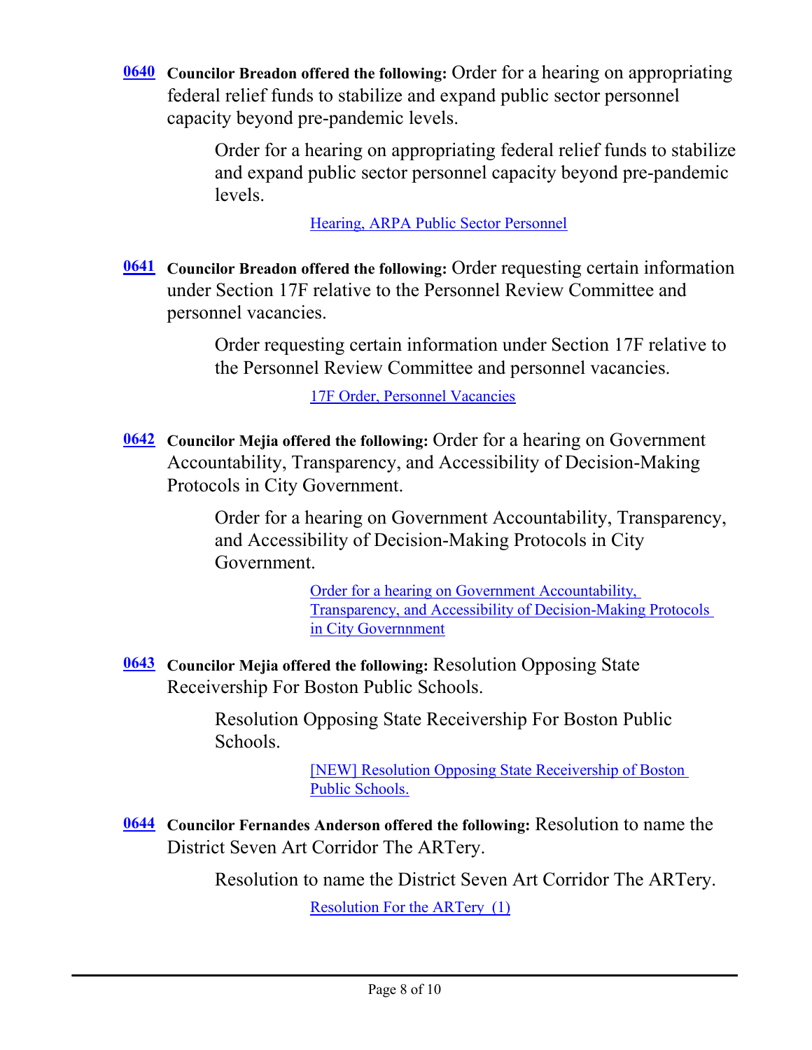**0640** **Councilor Breadon offered the following:** Order for a hearing on appropriating federal relief funds to stabilize and expand public sector personnel capacity beyond pre-pandemic levels.

> Order for a hearing on appropriating federal relief funds to stabilize and expand public sector personnel capacity beyond pre-pandemic levels.
>
> Hearing, ARPA Public Sector Personnel

**0641** **Councilor Breadon offered the following:** Order requesting certain information under Section 17F relative to the Personnel Review Committee and personnel vacancies.

> Order requesting certain information under Section 17F relative to the Personnel Review Committee and personnel vacancies.
>
> 17F Order, Personnel Vacancies

**0642** **Councilor Mejia offered the following:** Order for a hearing on Government Accountability, Transparency, and Accessibility of Decision-Making Protocols in City Government.

> Order for a hearing on Government Accountability, Transparency, and Accessibility of Decision-Making Protocols in City Government.
>
> Order for a hearing on Government Accountability, Transparency, and Accessibility of Decision-Making Protocols in City Govennment

**0643** **Councilor Mejia offered the following:** Resolution Opposing State Receivership For Boston Public Schools.

> Resolution Opposing State Receivership For Boston Public Schools.
>
> [NEW] Resolution Opposing State Receivership of Boston Public Schools.

**0644** **Councilor Fernandes Anderson offered the following:** Resolution to name the District Seven Art Corridor The ARTery.

> Resolution to name the District Seven Art Corridor The ARTery.
>
> Resolution For the ARTery (1)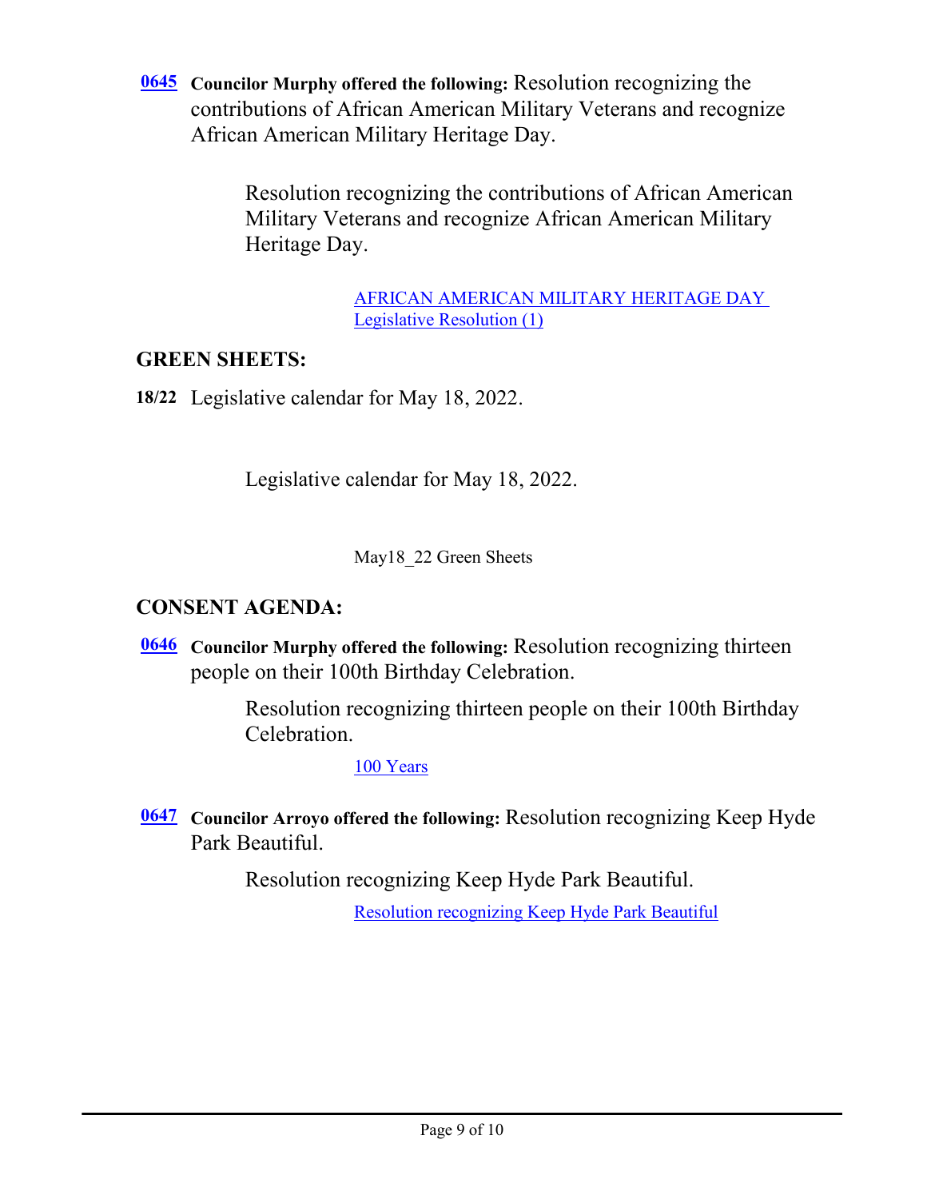**0645** **Councilor Murphy offered the following:** Resolution recognizing the contributions of African American Military Veterans and recognize African American Military Heritage Day.

Resolution recognizing the contributions of African American Military Veterans and recognize African American Military Heritage Day.

AFRICAN AMERICAN MILITARY HERITAGE DAY Legislative Resolution (1)

## GREEN SHEETS:

**18/22** Legislative calendar for May 18, 2022.

Legislative calendar for May 18, 2022.

May18_22 Green Sheets

## CONSENT AGENDA:

**0646** **Councilor Murphy offered the following:** Resolution recognizing thirteen people on their 100th Birthday Celebration.

Resolution recognizing thirteen people on their 100th Birthday Celebration.

100 Years

**0647** **Councilor Arroyo offered the following:** Resolution recognizing Keep Hyde Park Beautiful.

Resolution recognizing Keep Hyde Park Beautiful.

Resolution recognizing Keep Hyde Park Beautiful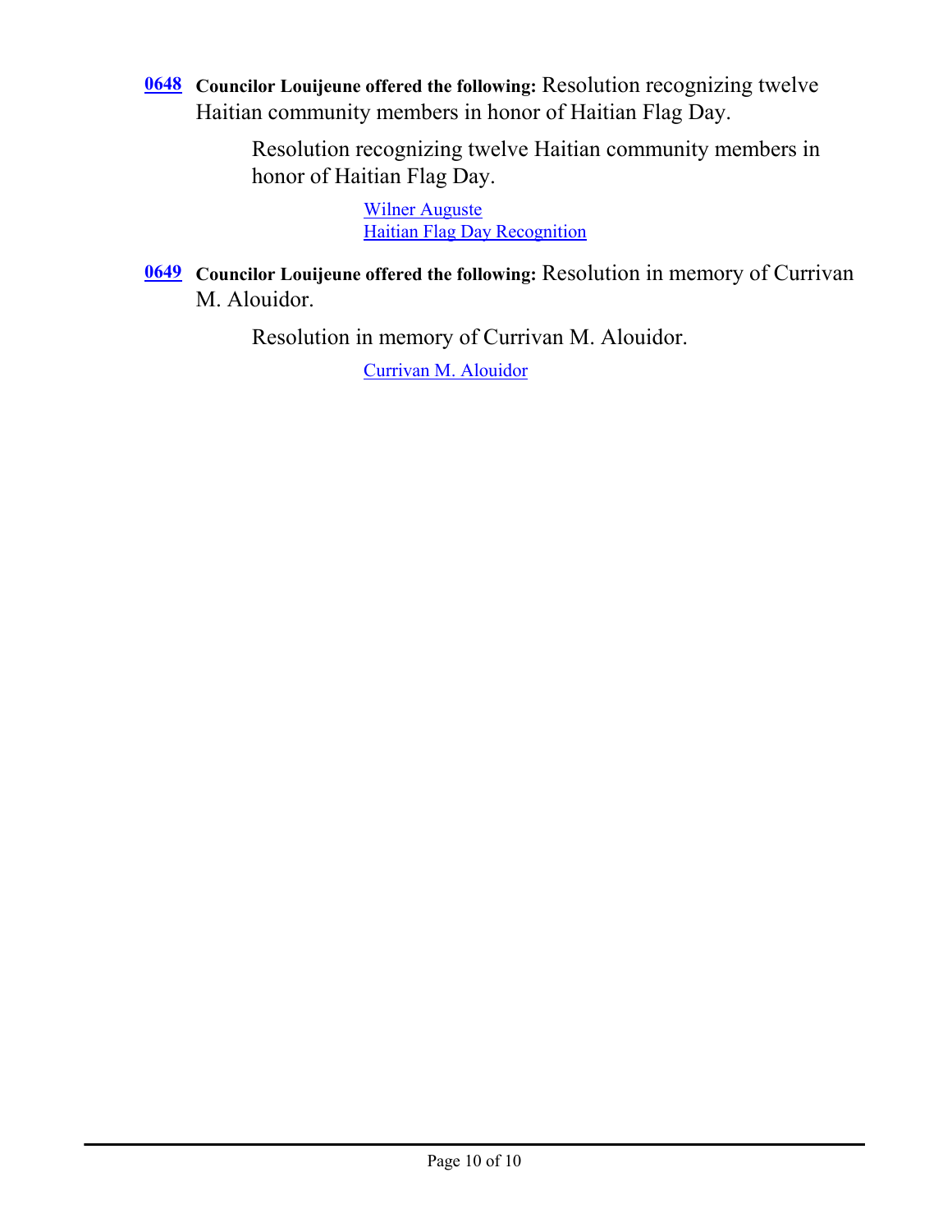**0648** **Councilor Louijeune offered the following:** Resolution recognizing twelve Haitian community members in honor of Haitian Flag Day.

Resolution recognizing twelve Haitian community members in honor of Haitian Flag Day.

Wilner Auguste
Haitian Flag Day Recognition

**0649** **Councilor Louijeune offered the following:** Resolution in memory of Currivan M. Alouidor.

Resolution in memory of Currivan M. Alouidor.

Currivan M. Alouidor